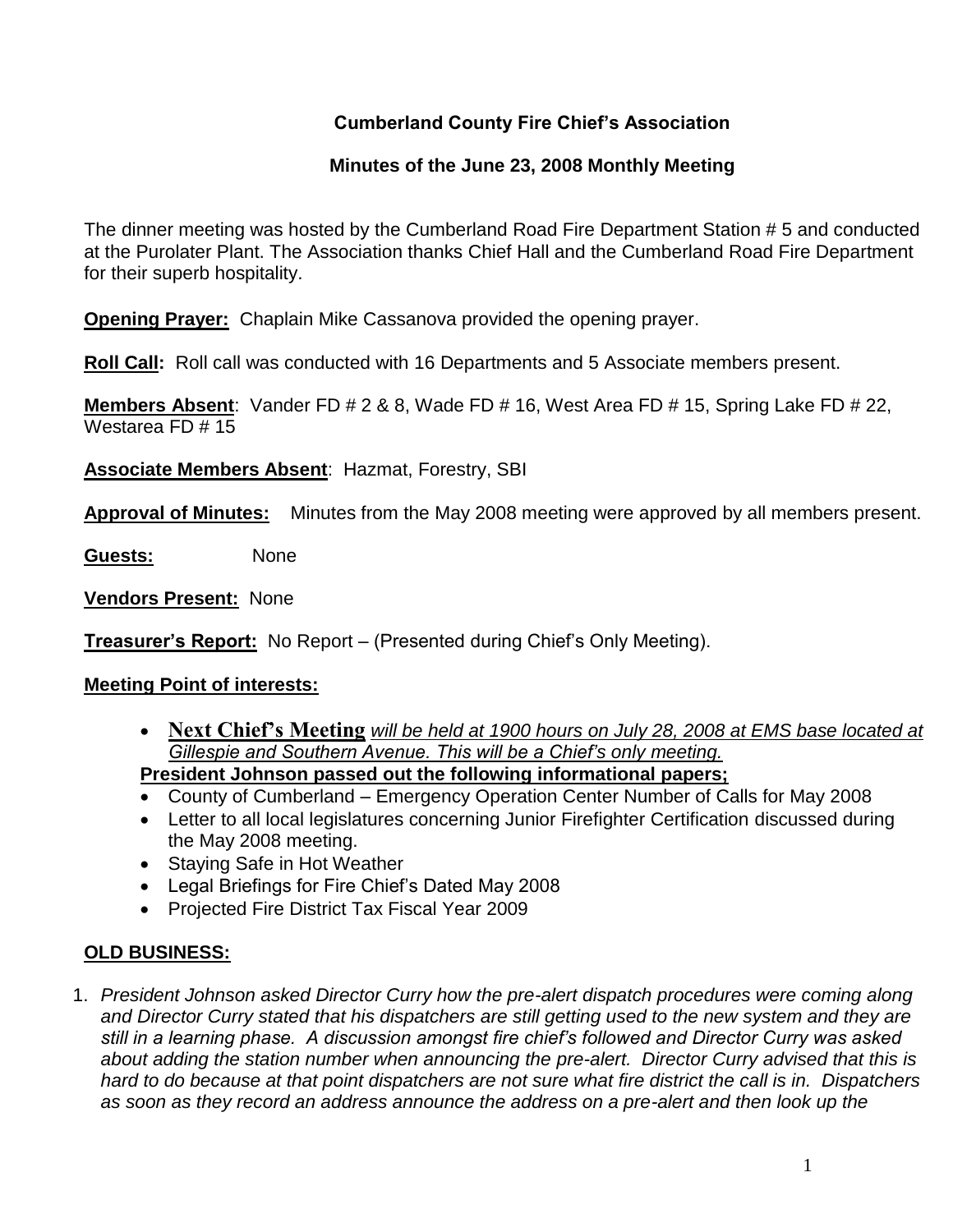# Cumberland County Fire Chief's Association

## Minutes of the June 23, 2008 Monthly Meeting

The dinner meeting was hosted by the Cumberland Road Fire Department Station # 5 and conducted at the Purolater Plant. The Association thanks Chief Hall and the Cumberland Road Fire Department for their superb hospitality.

**Opening Prayer:** Chaplain Mike Cassanova provided the opening prayer.

**Roll Call:** Roll call was conducted with 16 Departments and 5 Associate members present.

**Members Absent**: Vander FD # 2 & 8, Wade FD # 16, West Area FD # 15, Spring Lake FD # 22, Westarea FD # 15

**Associate Members Absent**: Hazmat, Forestry, SBI

**Approval of Minutes:** Minutes from the May 2008 meeting were approved by all members present.

**Guests:** None

**Vendors Present:** None

**Treasurer's Report:** No Report – (Presented during Chief's Only Meeting).

**Meeting Point of interests:**

- **Next Chief's Meeting** *will be held at 1900 hours on July 28, 2008 at EMS base located at Gillespie and Southern Avenue. This will be a Chief's only meeting.*

**President Johnson passed out the following informational papers;**

- County of Cumberland – Emergency Operation Center Number of Calls for May 2008
- Letter to all local legislatures concerning Junior Firefighter Certification discussed during the May 2008 meeting.
- Staying Safe in Hot Weather
- Legal Briefings for Fire Chief's Dated May 2008
- Projected Fire District Tax Fiscal Year 2009

**OLD BUSINESS:**

1. *President Johnson asked Director Curry how the pre-alert dispatch procedures were coming along and Director Curry stated that his dispatchers are still getting used to the new system and they are still in a learning phase. A discussion amongst fire chief's followed and Director Curry was asked about adding the station number when announcing the pre-alert. Director Curry advised that this is hard to do because at that point dispatchers are not sure what fire district the call is in. Dispatchers as soon as they record an address announce the address on a pre-alert and then look up the*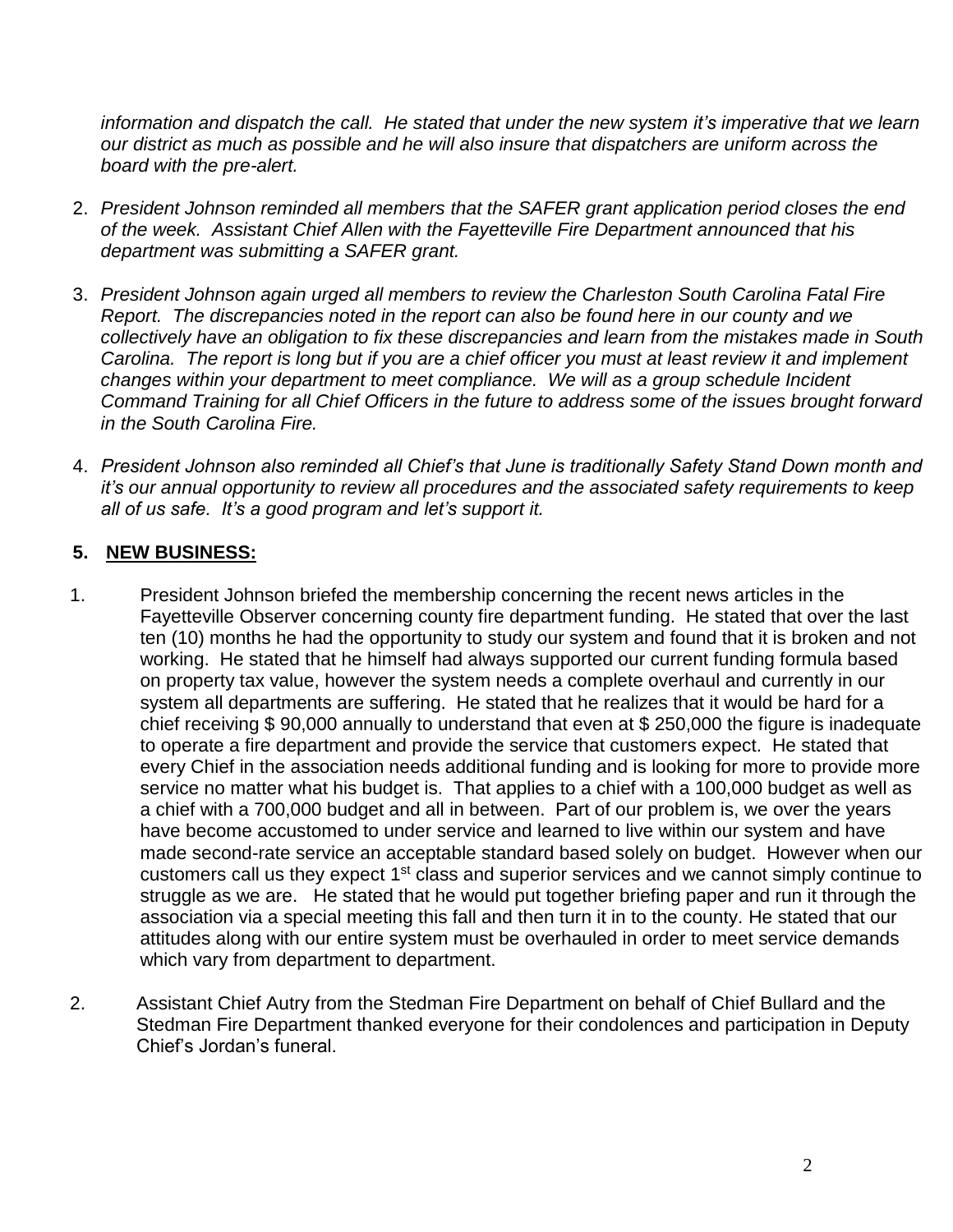*information and dispatch the call. He stated that under the new system it's imperative that we learn our district as much as possible and he will also insure that dispatchers are uniform across the board with the pre-alert.*

2. *President Johnson reminded all members that the SAFER grant application period closes the end of the week. Assistant Chief Allen with the Fayetteville Fire Department announced that his department was submitting a SAFER grant.*

3. *President Johnson again urged all members to review the Charleston South Carolina Fatal Fire Report. The discrepancies noted in the report can also be found here in our county and we collectively have an obligation to fix these discrepancies and learn from the mistakes made in South Carolina. The report is long but if you are a chief officer you must at least review it and implement changes within your department to meet compliance. We will as a group schedule Incident Command Training for all Chief Officers in the future to address some of the issues brought forward in the South Carolina Fire.*

4. *President Johnson also reminded all Chief's that June is traditionally Safety Stand Down month and it's our annual opportunity to review all procedures and the associated safety requirements to keep all of us safe. It's a good program and let's support it.*

## 5. <u>NEW BUSINESS:</u>

1. President Johnson briefed the membership concerning the recent news articles in the Fayetteville Observer concerning county fire department funding. He stated that over the last ten (10) months he had the opportunity to study our system and found that it is broken and not working. He stated that he himself had always supported our current funding formula based on property tax value, however the system needs a complete overhaul and currently in our system all departments are suffering. He stated that he realizes that it would be hard for a chief receiving $ 90,000 annually to understand that even at $ 250,000 the figure is inadequate to operate a fire department and provide the service that customers expect. He stated that every Chief in the association needs additional funding and is looking for more to provide more service no matter what his budget is. That applies to a chief with a 100,000 budget as well as a chief with a 700,000 budget and all in between. Part of our problem is, we over the years have become accustomed to under service and learned to live within our system and have made second-rate service an acceptable standard based solely on budget. However when our customers call us they expect 1st class and superior services and we cannot simply continue to struggle as we are. He stated that he would put together briefing paper and run it through the association via a special meeting this fall and then turn it in to the county. He stated that our attitudes along with our entire system must be overhauled in order to meet service demands which vary from department to department.

2. Assistant Chief Autry from the Stedman Fire Department on behalf of Chief Bullard and the Stedman Fire Department thanked everyone for their condolences and participation in Deputy Chief's Jordan's funeral.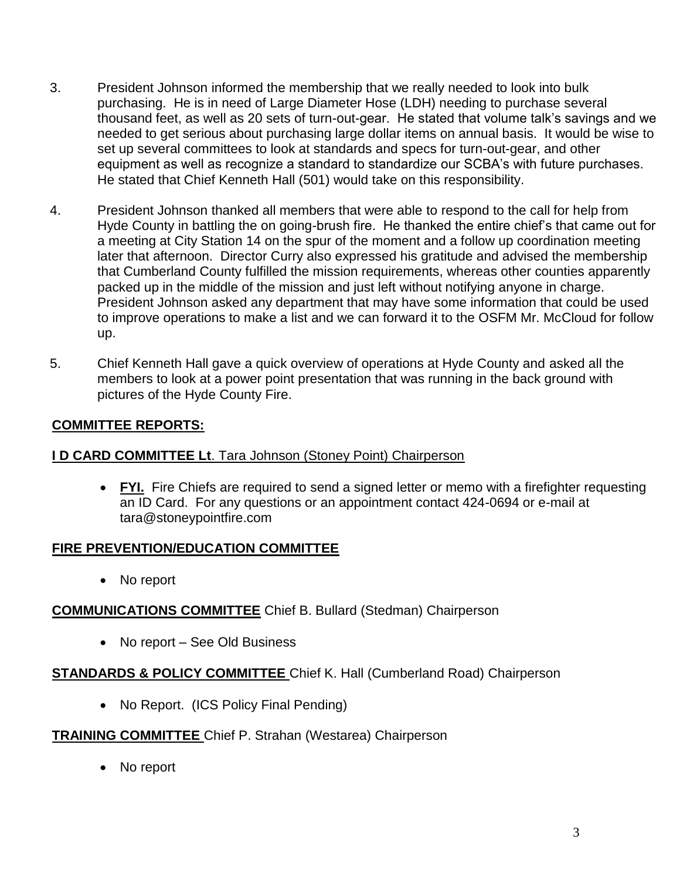3. President Johnson informed the membership that we really needed to look into bulk purchasing. He is in need of Large Diameter Hose (LDH) needing to purchase several thousand feet, as well as 20 sets of turn-out-gear. He stated that volume talk's savings and we needed to get serious about purchasing large dollar items on annual basis. It would be wise to set up several committees to look at standards and specs for turn-out-gear, and other equipment as well as recognize a standard to standardize our SCBA's with future purchases. He stated that Chief Kenneth Hall (501) would take on this responsibility.

4. President Johnson thanked all members that were able to respond to the call for help from Hyde County in battling the on going-brush fire. He thanked the entire chief's that came out for a meeting at City Station 14 on the spur of the moment and a follow up coordination meeting later that afternoon. Director Curry also expressed his gratitude and advised the membership that Cumberland County fulfilled the mission requirements, whereas other counties apparently packed up in the middle of the mission and just left without notifying anyone in charge. President Johnson asked any department that may have some information that could be used to improve operations to make a list and we can forward it to the OSFM Mr. McCloud for follow up.

5. Chief Kenneth Hall gave a quick overview of operations at Hyde County and asked all the members to look at a power point presentation that was running in the back ground with pictures of the Hyde County Fire.

## COMMITTEE REPORTS:

**I D CARD COMMITTEE Lt**. Tara Johnson (Stoney Point) Chairperson

- **FYI.** Fire Chiefs are required to send a signed letter or memo with a firefighter requesting an ID Card. For any questions or an appointment contact 424-0694 or e-mail at tara@stoneypointfire.com

**FIRE PREVENTION/EDUCATION COMMITTEE**

- No report

**COMMUNICATIONS COMMITTEE** Chief B. Bullard (Stedman) Chairperson

- No report – See Old Business

**STANDARDS & POLICY COMMITTEE** Chief K. Hall (Cumberland Road) Chairperson

- No Report. (ICS Policy Final Pending)

**TRAINING COMMITTEE** Chief P. Strahan (Westarea) Chairperson

- No report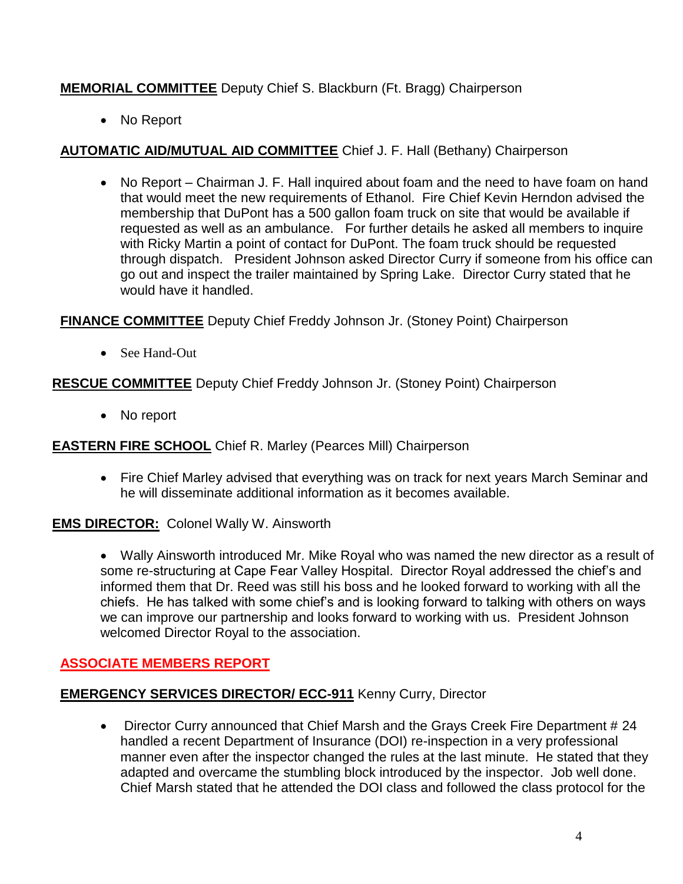**MEMORIAL COMMITTEE** Deputy Chief S. Blackburn (Ft. Bragg) Chairperson

- No Report

**AUTOMATIC AID/MUTUAL AID COMMITTEE** Chief J. F. Hall (Bethany) Chairperson

- No Report – Chairman J. F. Hall inquired about foam and the need to have foam on hand that would meet the new requirements of Ethanol. Fire Chief Kevin Herndon advised the membership that DuPont has a 500 gallon foam truck on site that would be available if requested as well as an ambulance. For further details he asked all members to inquire with Ricky Martin a point of contact for DuPont. The foam truck should be requested through dispatch. President Johnson asked Director Curry if someone from his office can go out and inspect the trailer maintained by Spring Lake. Director Curry stated that he would have it handled.

**FINANCE COMMITTEE** Deputy Chief Freddy Johnson Jr. (Stoney Point) Chairperson

- See Hand-Out

**RESCUE COMMITTEE** Deputy Chief Freddy Johnson Jr. (Stoney Point) Chairperson

- No report

**EASTERN FIRE SCHOOL** Chief R. Marley (Pearces Mill) Chairperson

- Fire Chief Marley advised that everything was on track for next years March Seminar and he will disseminate additional information as it becomes available.

**EMS DIRECTOR:** Colonel Wally W. Ainsworth

- Wally Ainsworth introduced Mr. Mike Royal who was named the new director as a result of some re-structuring at Cape Fear Valley Hospital. Director Royal addressed the chief's and informed them that Dr. Reed was still his boss and he looked forward to working with all the chiefs. He has talked with some chief's and is looking forward to talking with others on ways we can improve our partnership and looks forward to working with us. President Johnson welcomed Director Royal to the association.

**ASSOCIATE MEMBERS REPORT**

**EMERGENCY SERVICES DIRECTOR/ ECC-911** Kenny Curry, Director

- Director Curry announced that Chief Marsh and the Grays Creek Fire Department # 24 handled a recent Department of Insurance (DOI) re-inspection in a very professional manner even after the inspector changed the rules at the last minute. He stated that they adapted and overcame the stumbling block introduced by the inspector. Job well done. Chief Marsh stated that he attended the DOI class and followed the class protocol for the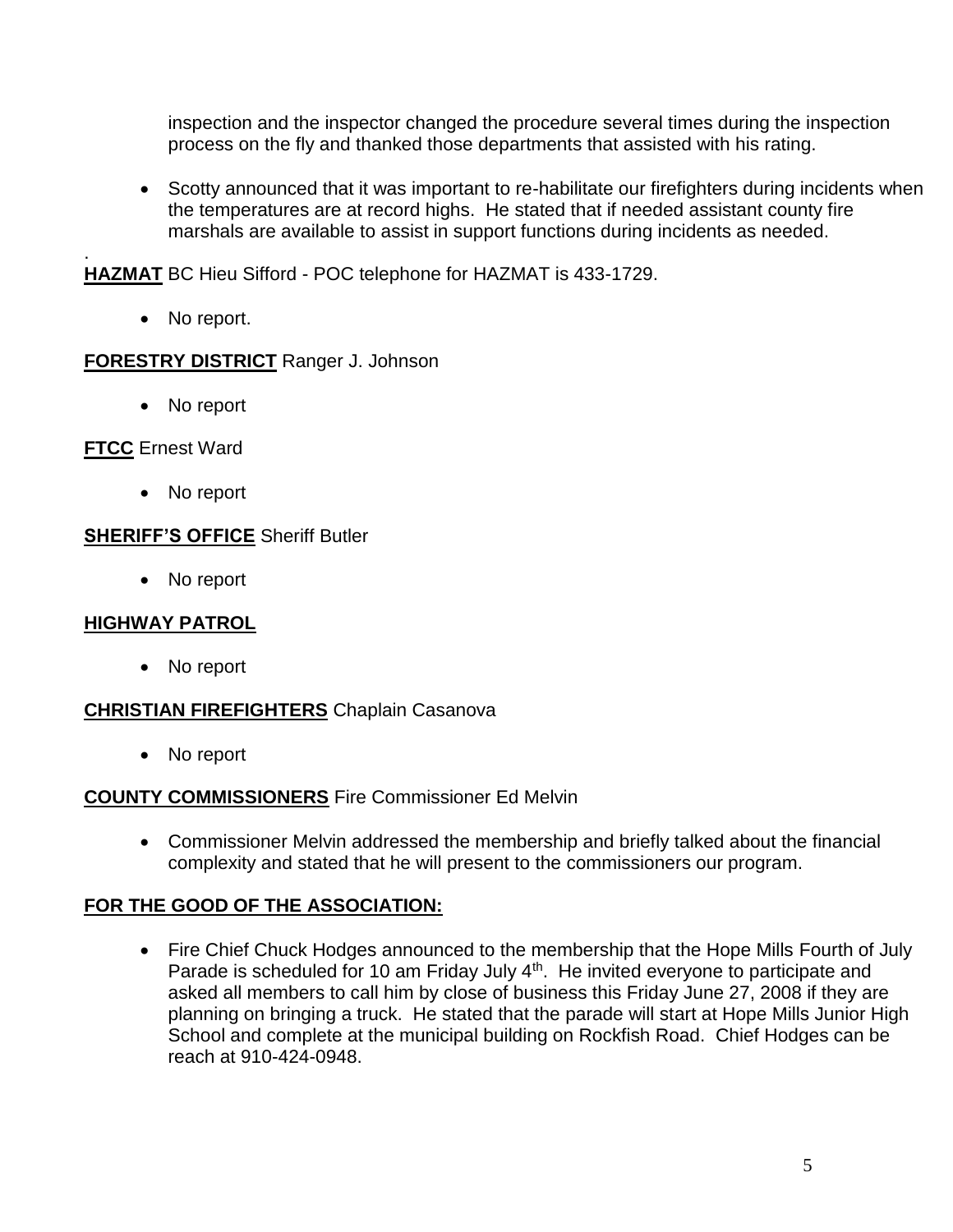inspection and the inspector changed the procedure several times during the inspection process on the fly and thanked those departments that assisted with his rating.

- Scotty announced that it was important to re-habilitate our firefighters during incidents when the temperatures are at record highs. He stated that if needed assistant county fire marshals are available to assist in support functions during incidents as needed.

.

**HAZMAT** BC Hieu Sifford - POC telephone for HAZMAT is 433-1729.

- No report.

**FORESTRY DISTRICT** Ranger J. Johnson

- No report

**FTCC** Ernest Ward

- No report

**SHERIFF'S OFFICE** Sheriff Butler

- No report

**HIGHWAY PATROL**

- No report

**CHRISTIAN FIREFIGHTERS** Chaplain Casanova

- No report

**COUNTY COMMISSIONERS** Fire Commissioner Ed Melvin

- Commissioner Melvin addressed the membership and briefly talked about the financial complexity and stated that he will present to the commissioners our program.

**FOR THE GOOD OF THE ASSOCIATION:**

- Fire Chief Chuck Hodges announced to the membership that the Hope Mills Fourth of July Parade is scheduled for 10 am Friday July 4th. He invited everyone to participate and asked all members to call him by close of business this Friday June 27, 2008 if they are planning on bringing a truck. He stated that the parade will start at Hope Mills Junior High School and complete at the municipal building on Rockfish Road. Chief Hodges can be reach at 910-424-0948.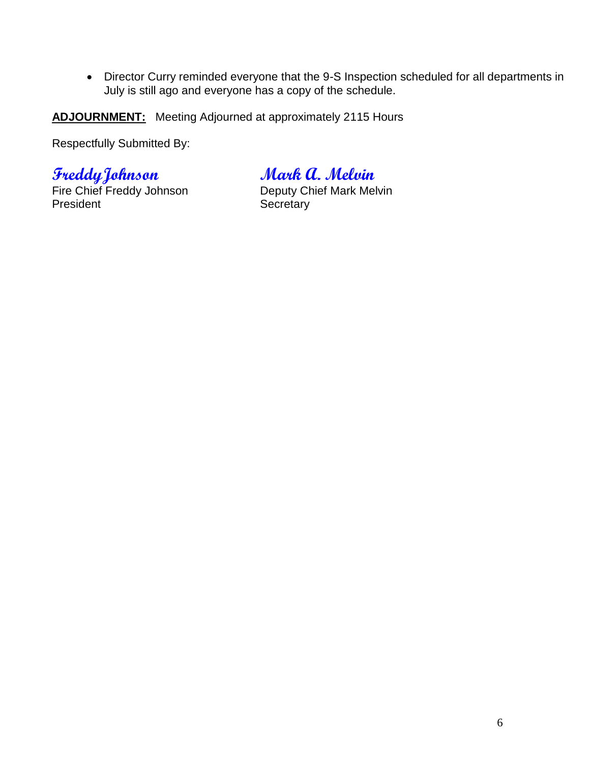- Director Curry reminded everyone that the 9-S Inspection scheduled for all departments in July is still ago and everyone has a copy of the schedule.

**ADJOURNMENT:** Meeting Adjourned at approximately 2115 Hours

Respectfully Submitted By:

*Freddy Johnson*
Fire Chief Freddy Johnson
President

*Mark A. Melvin*
Deputy Chief Mark Melvin
Secretary